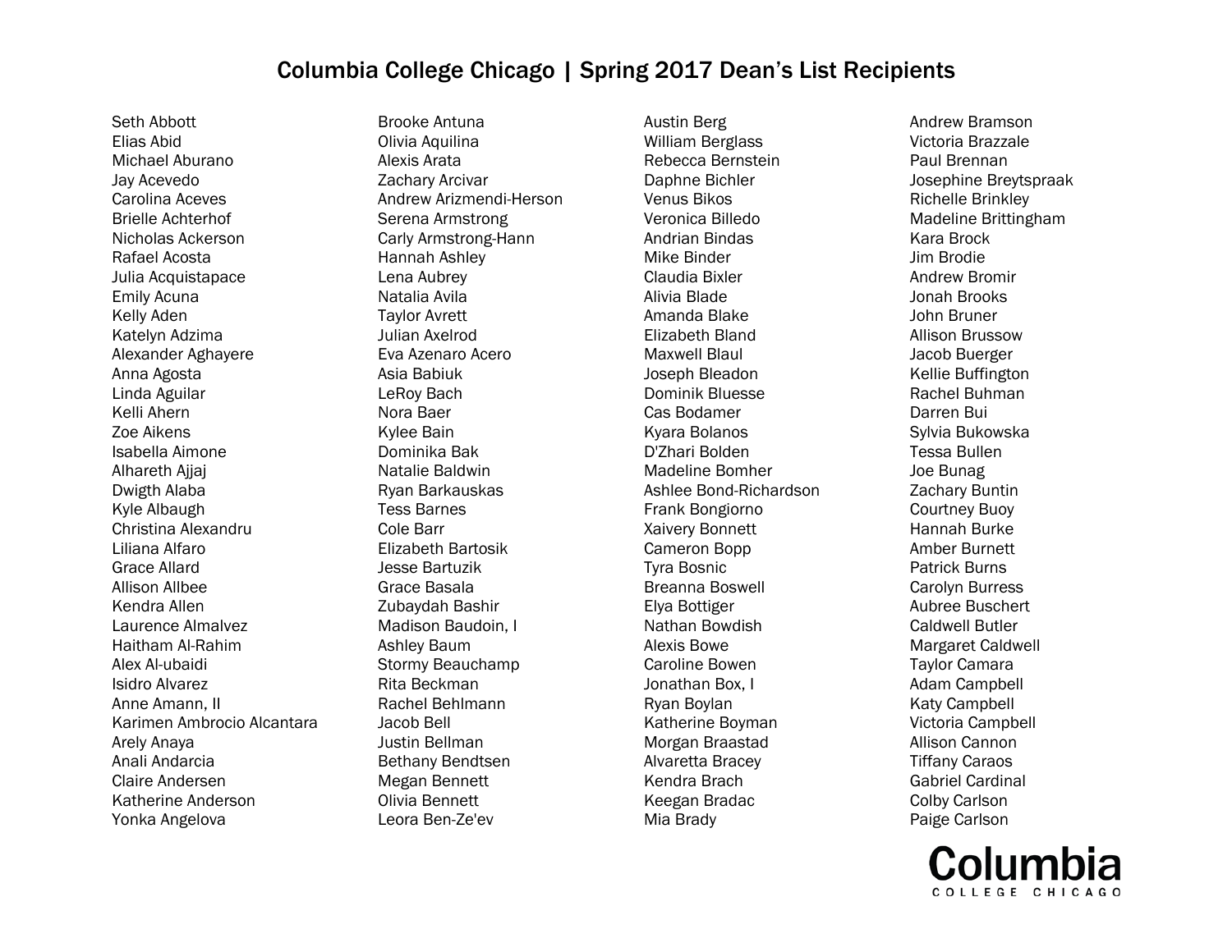# Columbia College Chicago | Spring 2017 Dean's List Recipients

Seth Abbott
Elias Abid
Michael Aburano
Jay Acevedo
Carolina Aceves
Brielle Achterhof
Nicholas Ackerson
Rafael Acosta
Julia Acquistapace
Emily Acuna
Kelly Aden
Katelyn Adzima
Alexander Aghayere
Anna Agosta
Linda Aguilar
Kelli Ahern
Zoe Aikens
Isabella Aimone
Alhareth Ajjaj
Dwigth Alaba
Kyle Albaugh
Christina Alexandru
Liliana Alfaro
Grace Allard
Allison Allbee
Kendra Allen
Laurence Almalvez
Haitham Al-Rahim
Alex Al-ubaidi
Isidro Alvarez
Anne Amann, II
Karimen Ambrocio Alcantara
Arely Anaya
Anali Andarcia
Claire Andersen
Katherine Anderson
Yonka Angelova
Brooke Antuna
Olivia Aquilina
Alexis Arata
Zachary Arcivar
Andrew Arizmendi-Herson
Serena Armstrong
Carly Armstrong-Hann
Hannah Ashley
Lena Aubrey
Natalia Avila
Taylor Avrett
Julian Axelrod
Eva Azenaro Acero
Asia Babiuk
LeRoy Bach
Nora Baer
Kylee Bain
Dominika Bak
Natalie Baldwin
Ryan Barkauskas
Tess Barnes
Cole Barr
Elizabeth Bartosik
Jesse Bartuzik
Grace Basala
Zubaydah Bashir
Madison Baudoin, I
Ashley Baum
Stormy Beauchamp
Rita Beckman
Rachel Behlmann
Jacob Bell
Justin Bellman
Bethany Bendtsen
Megan Bennett
Olivia Bennett
Leora Ben-Ze'ev
Austin Berg
William Berglass
Rebecca Bernstein
Daphne Bichler
Venus Bikos
Veronica Billedo
Andrian Bindas
Mike Binder
Claudia Bixler
Alivia Blade
Amanda Blake
Elizabeth Bland
Maxwell Blaul
Joseph Bleadon
Dominik Bluesse
Cas Bodamer
Kyara Bolanos
D'Zhari Bolden
Madeline Bomher
Ashlee Bond-Richardson
Frank Bongiorno
Xaivery Bonnett
Cameron Bopp
Tyra Bosnic
Breanna Boswell
Elya Bottiger
Nathan Bowdish
Alexis Bowe
Caroline Bowen
Jonathan Box, I
Ryan Boylan
Katherine Boyman
Morgan Braastad
Alvaretta Bracey
Kendra Brach
Keegan Bradac
Mia Brady
Andrew Bramson
Victoria Brazzale
Paul Brennan
Josephine Breytspraak
Richelle Brinkley
Madeline Brittingham
Kara Brock
Jim Brodie
Andrew Bromir
Jonah Brooks
John Bruner
Allison Brussow
Jacob Buerger
Kellie Buffington
Rachel Buhman
Darren Bui
Sylvia Bukowska
Tessa Bullen
Joe Bunag
Zachary Buntin
Courtney Buoy
Hannah Burke
Amber Burnett
Patrick Burns
Carolyn Burress
Aubree Buschert
Caldwell Butler
Margaret Caldwell
Taylor Camara
Adam Campbell
Katy Campbell
Victoria Campbell
Allison Cannon
Tiffany Caraos
Gabriel Cardinal
Colby Carlson
Paige Carlson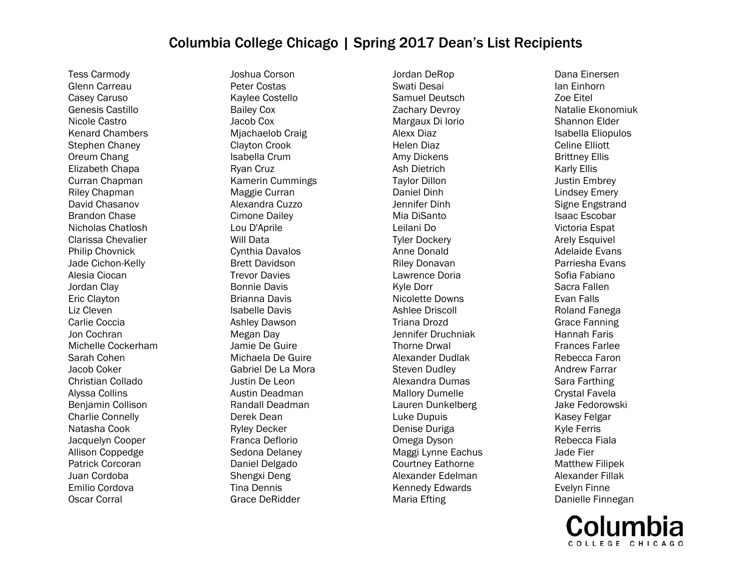# Columbia College Chicago | Spring 2017 Dean's List Recipients

Tess Carmody
Glenn Carreau
Casey Caruso
Genesis Castillo
Nicole Castro
Kenard Chambers
Stephen Chaney
Oreum Chang
Elizabeth Chapa
Curran Chapman
Riley Chapman
David Chasanov
Brandon Chase
Nicholas Chatlosh
Clarissa Chevalier
Philip Chovnick
Jade Cichon-Kelly
Alesia Ciocan
Jordan Clay
Eric Clayton
Liz Cleven
Carlie Coccia
Jon Cochran
Michelle Cockerham
Sarah Cohen
Jacob Coker
Christian Collado
Alyssa Collins
Benjamin Collison
Charlie Connelly
Natasha Cook
Jacquelyn Cooper
Allison Coppedge
Patrick Corcoran
Juan Cordoba
Emilio Cordova
Oscar Corral
Joshua Corson
Peter Costas
Kaylee Costello
Bailey Cox
Jacob Cox
Mjachaelob Craig
Clayton Crook
Isabella Crum
Ryan Cruz
Kamerin Cummings
Maggie Curran
Alexandra Cuzzo
Cimone Dailey
Lou D'Aprile
Will Data
Cynthia Davalos
Brett Davidson
Trevor Davies
Bonnie Davis
Brianna Davis
Isabelle Davis
Ashley Dawson
Megan Day
Jamie De Guire
Michaela De Guire
Gabriel De La Mora
Justin De Leon
Austin Deadman
Randall Deadman
Derek Dean
Ryley Decker
Franca Deflorio
Sedona Delaney
Daniel Delgado
Shengxi Deng
Tina Dennis
Grace DeRidder
Jordan DeRop
Swati Desai
Samuel Deutsch
Zachary Devroy
Margaux Di Iorio
Alexx Diaz
Helen Diaz
Amy Dickens
Ash Dietrich
Taylor Dillon
Daniel Dinh
Jennifer Dinh
Mia DiSanto
Leilani Do
Tyler Dockery
Anne Donald
Riley Donavan
Lawrence Doria
Kyle Dorr
Nicolette Downs
Ashlee Driscoll
Triana Drozd
Jennifer Druchniak
Thorne Drwal
Alexander Dudlak
Steven Dudley
Alexandra Dumas
Mallory Dumelle
Lauren Dunkelberg
Luke Dupuis
Denise Duriga
Omega Dyson
Maggi Lynne Eachus
Courtney Eathorne
Alexander Edelman
Kennedy Edwards
Maria Efting
Dana Einersen
Ian Einhorn
Zoe Eitel
Natalie Ekonomiuk
Shannon Elder
Isabella Eliopulos
Celine Elliott
Brittney Ellis
Karly Ellis
Justin Embrey
Lindsey Emery
Signe Engstrand
Isaac Escobar
Victoria Espat
Arely Esquivel
Adelaide Evans
Parriesha Evans
Sofia Fabiano
Sacra Fallen
Evan Falls
Roland Fanega
Grace Fanning
Hannah Faris
Frances Farlee
Rebecca Faron
Andrew Farrar
Sara Farthing
Crystal Favela
Jake Fedorowski
Kasey Felgar
Kyle Ferris
Rebecca Fiala
Jade Fier
Matthew Filipek
Alexander Fillak
Evelyn Finne
Danielle Finnegan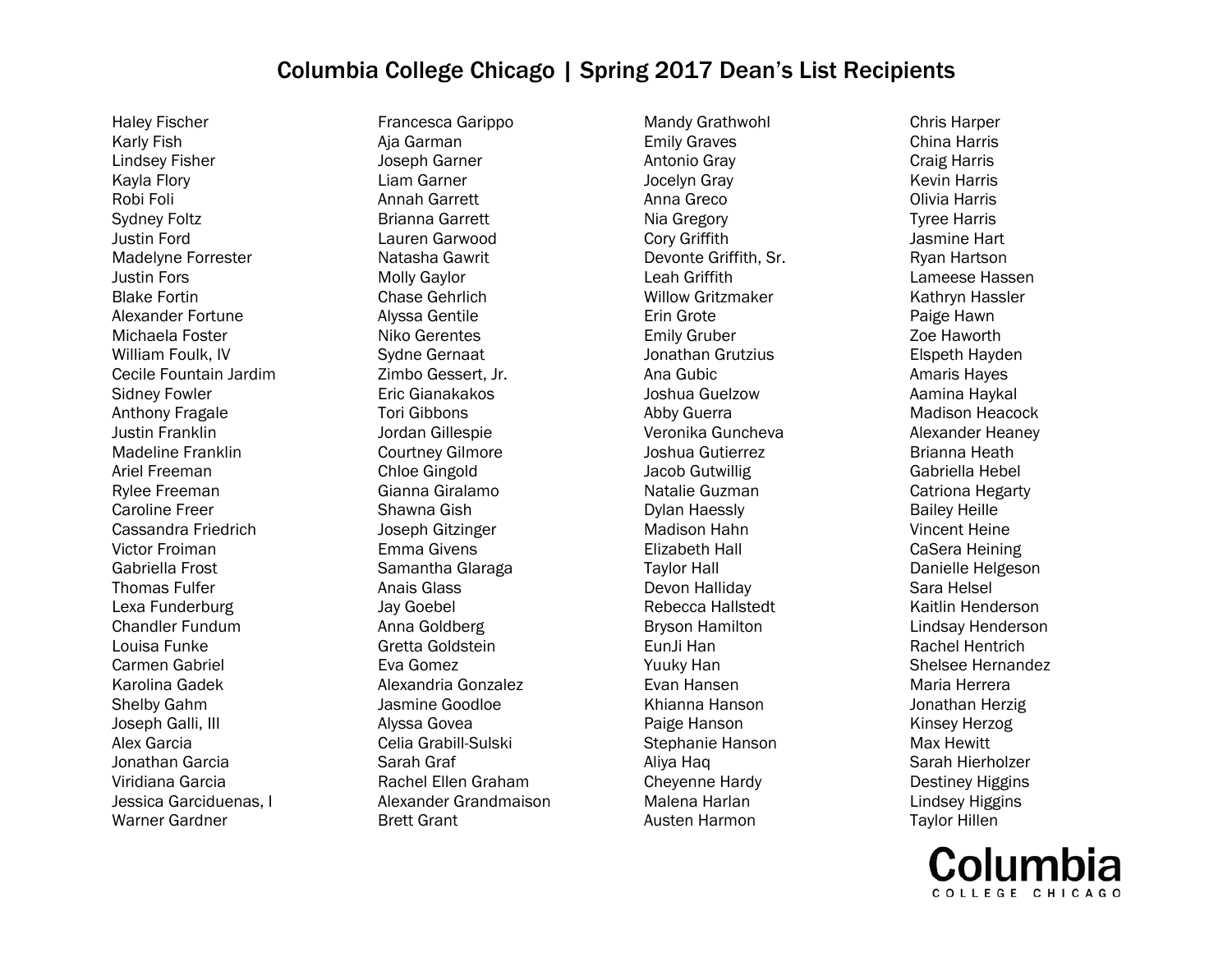# Columbia College Chicago | Spring 2017 Dean's List Recipients

Haley Fischer
Karly Fish
Lindsey Fisher
Kayla Flory
Robi Foli
Sydney Foltz
Justin Ford
Madelyne Forrester
Justin Fors
Blake Fortin
Alexander Fortune
Michaela Foster
William Foulk, IV
Cecile Fountain Jardim
Sidney Fowler
Anthony Fragale
Justin Franklin
Madeline Franklin
Ariel Freeman
Rylee Freeman
Caroline Freer
Cassandra Friedrich
Victor Froiman
Gabriella Frost
Thomas Fulfer
Lexa Funderburg
Chandler Fundum
Louisa Funke
Carmen Gabriel
Karolina Gadek
Shelby Gahm
Joseph Galli, III
Alex Garcia
Jonathan Garcia
Viridiana Garcia
Jessica Garciduenas, I
Warner Gardner
Francesca Garippo
Aja Garman
Joseph Garner
Liam Garner
Annah Garrett
Brianna Garrett
Lauren Garwood
Natasha Gawrit
Molly Gaylor
Chase Gehrlich
Alyssa Gentile
Niko Gerentes
Sydne Gernaat
Zimbo Gessert, Jr.
Eric Gianakakos
Tori Gibbons
Jordan Gillespie
Courtney Gilmore
Chloe Gingold
Gianna Giralamo
Shawna Gish
Joseph Gitzinger
Emma Givens
Samantha Glaraga
Anais Glass
Jay Goebel
Anna Goldberg
Gretta Goldstein
Eva Gomez
Alexandria Gonzalez
Jasmine Goodloe
Alyssa Govea
Celia Grabill-Sulski
Sarah Graf
Rachel Ellen Graham
Alexander Grandmaison
Brett Grant
Mandy Grathwohl
Emily Graves
Antonio Gray
Jocelyn Gray
Anna Greco
Nia Gregory
Cory Griffith
Devonte Griffith, Sr.
Leah Griffith
Willow Gritzmaker
Erin Grote
Emily Gruber
Jonathan Grutzius
Ana Gubic
Joshua Guelzow
Abby Guerra
Veronika Guncheva
Joshua Gutierrez
Jacob Gutwillig
Natalie Guzman
Dylan Haessly
Madison Hahn
Elizabeth Hall
Taylor Hall
Devon Halliday
Rebecca Hallstedt
Bryson Hamilton
EunJi Han
Yuuky Han
Evan Hansen
Khianna Hanson
Paige Hanson
Stephanie Hanson
Aliya Haq
Cheyenne Hardy
Malena Harlan
Austen Harmon
Chris Harper
China Harris
Craig Harris
Kevin Harris
Olivia Harris
Tyree Harris
Jasmine Hart
Ryan Hartson
Lameese Hassen
Kathryn Hassler
Paige Hawn
Zoe Haworth
Elspeth Hayden
Amaris Hayes
Aamina Haykal
Madison Heacock
Alexander Heaney
Brianna Heath
Gabriella Hebel
Catriona Hegarty
Bailey Heille
Vincent Heine
CaSera Heining
Danielle Helgeson
Sara Helsel
Kaitlin Henderson
Lindsay Henderson
Rachel Hentrich
Shelsee Hernandez
Maria Herrera
Jonathan Herzig
Kinsey Herzog
Max Hewitt
Sarah Hierholzer
Destiney Higgins
Lindsey Higgins
Taylor Hillen

Columbia
COLLEGE CHICAGO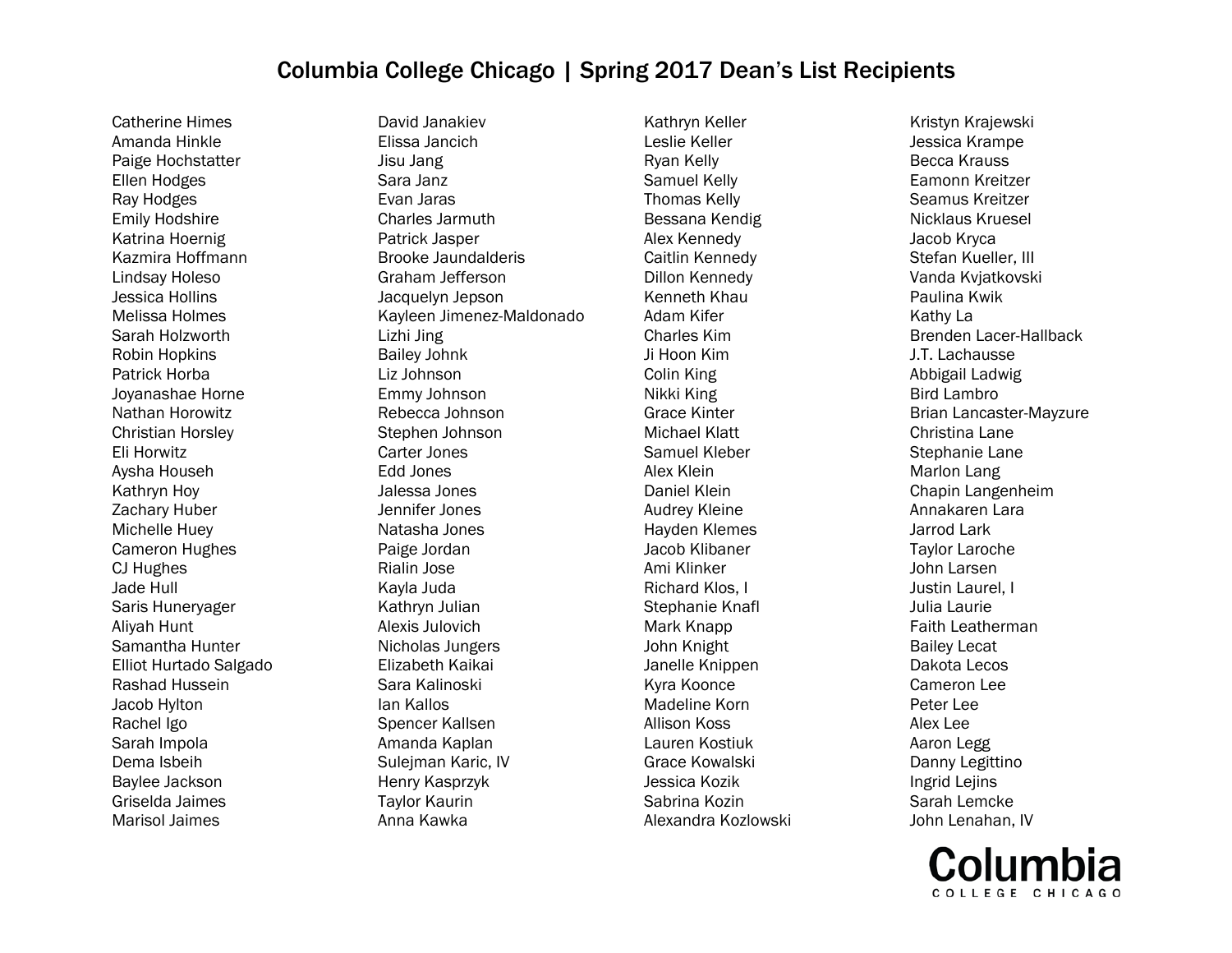# Columbia College Chicago | Spring 2017 Dean's List Recipients

Catherine Himes
Amanda Hinkle
Paige Hochstatter
Ellen Hodges
Ray Hodges
Emily Hodshire
Katrina Hoernig
Kazmira Hoffmann
Lindsay Holeso
Jessica Hollins
Melissa Holmes
Sarah Holzworth
Robin Hopkins
Patrick Horba
Joyanashae Horne
Nathan Horowitz
Christian Horsley
Eli Horwitz
Aysha Househ
Kathryn Hoy
Zachary Huber
Michelle Huey
Cameron Hughes
CJ Hughes
Jade Hull
Saris Huneryager
Aliyah Hunt
Samantha Hunter
Elliot Hurtado Salgado
Rashad Hussein
Jacob Hylton
Rachel Igo
Sarah Impola
Dema Isbeih
Baylee Jackson
Griselda Jaimes
Marisol Jaimes
David Janakiev
Elissa Jancich
Jisu Jang
Sara Janz
Evan Jaras
Charles Jarmuth
Patrick Jasper
Brooke Jaundalderis
Graham Jefferson
Jacquelyn Jepson
Kayleen Jimenez-Maldonado
Lizhi Jing
Bailey Johnk
Liz Johnson
Emmy Johnson
Rebecca Johnson
Stephen Johnson
Carter Jones
Edd Jones
Jalessa Jones
Jennifer Jones
Natasha Jones
Paige Jordan
Rialin Jose
Kayla Juda
Kathryn Julian
Alexis Julovich
Nicholas Jungers
Elizabeth Kaikai
Sara Kalinoski
Ian Kallos
Spencer Kallsen
Amanda Kaplan
Sulejman Karic, IV
Henry Kasprzyk
Taylor Kaurin
Anna Kawka
Kathryn Keller
Leslie Keller
Ryan Kelly
Samuel Kelly
Thomas Kelly
Bessana Kendig
Alex Kennedy
Caitlin Kennedy
Dillon Kennedy
Kenneth Khau
Adam Kifer
Charles Kim
Ji Hoon Kim
Colin King
Nikki King
Grace Kinter
Michael Klatt
Samuel Kleber
Alex Klein
Daniel Klein
Audrey Kleine
Hayden Klemes
Jacob Klibaner
Ami Klinker
Richard Klos, I
Stephanie Knafl
Mark Knapp
John Knight
Janelle Knippen
Kyra Koonce
Madeline Korn
Allison Koss
Lauren Kostiuk
Grace Kowalski
Jessica Kozik
Sabrina Kozin
Alexandra Kozlowski
Kristyn Krajewski
Jessica Krampe
Becca Krauss
Eamonn Kreitzer
Seamus Kreitzer
Nicklaus Kruesel
Jacob Kryca
Stefan Kueller, III
Vanda Kvjatkovski
Paulina Kwik
Kathy La
Brenden Lacer-Hallback
J.T. Lachausse
Abbigail Ladwig
Bird Lambro
Brian Lancaster-Mayzure
Christina Lane
Stephanie Lane
Marlon Lang
Chapin Langenheim
Annakaren Lara
Jarrod Lark
Taylor Laroche
John Larsen
Justin Laurel, I
Julia Laurie
Faith Leatherman
Bailey Lecat
Dakota Lecos
Cameron Lee
Peter Lee
Alex Lee
Aaron Legg
Danny Legittino
Ingrid Lejins
Sarah Lemcke
John Lenahan, IV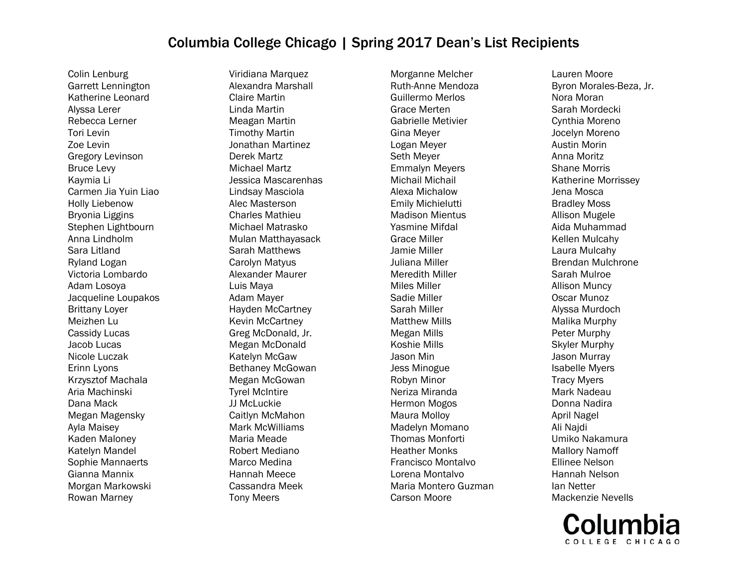# Columbia College Chicago | Spring 2017 Dean's List Recipients

Colin Lenburg
Garrett Lennington
Katherine Leonard
Alyssa Lerer
Rebecca Lerner
Tori Levin
Zoe Levin
Gregory Levinson
Bruce Levy
Kaymia Li
Carmen Jia Yuin Liao
Holly Liebenow
Bryonia Liggins
Stephen Lightbourn
Anna Lindholm
Sara Litland
Ryland Logan
Victoria Lombardo
Adam Losoya
Jacqueline Loupakos
Brittany Loyer
Meizhen Lu
Cassidy Lucas
Jacob Lucas
Nicole Luczak
Erinn Lyons
Krzysztof Machala
Aria Machinski
Dana Mack
Megan Magensky
Ayla Maisey
Kaden Maloney
Katelyn Mandel
Sophie Mannaerts
Gianna Mannix
Morgan Markowski
Rowan Marney
Viridiana Marquez
Alexandra Marshall
Claire Martin
Linda Martin
Meagan Martin
Timothy Martin
Jonathan Martinez
Derek Martz
Michael Martz
Jessica Mascarenhas
Lindsay Masciola
Alec Masterson
Charles Mathieu
Michael Matrasko
Mulan Matthayasack
Sarah Matthews
Carolyn Matyus
Alexander Maurer
Luis Maya
Adam Mayer
Hayden McCartney
Kevin McCartney
Greg McDonald, Jr.
Megan McDonald
Katelyn McGaw
Bethaney McGowan
Megan McGowan
Tyrel McIntire
JJ McLuckie
Caitlyn McMahon
Mark McWilliams
Maria Meade
Robert Mediano
Marco Medina
Hannah Meece
Cassandra Meek
Tony Meers
Morganne Melcher
Ruth-Anne Mendoza
Guillermo Merlos
Grace Merten
Gabrielle Metivier
Gina Meyer
Logan Meyer
Seth Meyer
Emmalyn Meyers
Michail Michail
Alexa Michalow
Emily Michielutti
Madison Mientus
Yasmine Mifdal
Grace Miller
Jamie Miller
Juliana Miller
Meredith Miller
Miles Miller
Sadie Miller
Sarah Miller
Matthew Mills
Megan Mills
Koshie Mills
Jason Min
Jess Minogue
Robyn Minor
Neriza Miranda
Hermon Mogos
Maura Molloy
Madelyn Momano
Thomas Monforti
Heather Monks
Francisco Montalvo
Lorena Montalvo
Maria Montero Guzman
Carson Moore
Lauren Moore
Byron Morales-Beza, Jr.
Nora Moran
Sarah Mordecki
Cynthia Moreno
Jocelyn Moreno
Austin Morin
Anna Moritz
Shane Morris
Katherine Morrissey
Jena Mosca
Bradley Moss
Allison Mugele
Aida Muhammad
Kellen Mulcahy
Laura Mulcahy
Brendan Mulchrone
Sarah Mulroe
Allison Muncy
Oscar Munoz
Alyssa Murdoch
Malika Murphy
Peter Murphy
Skyler Murphy
Jason Murray
Isabelle Myers
Tracy Myers
Mark Nadeau
Donna Nadira
April Nagel
Ali Najdi
Umiko Nakamura
Mallory Namoff
Ellinee Nelson
Hannah Nelson
Ian Netter
Mackenzie Nevells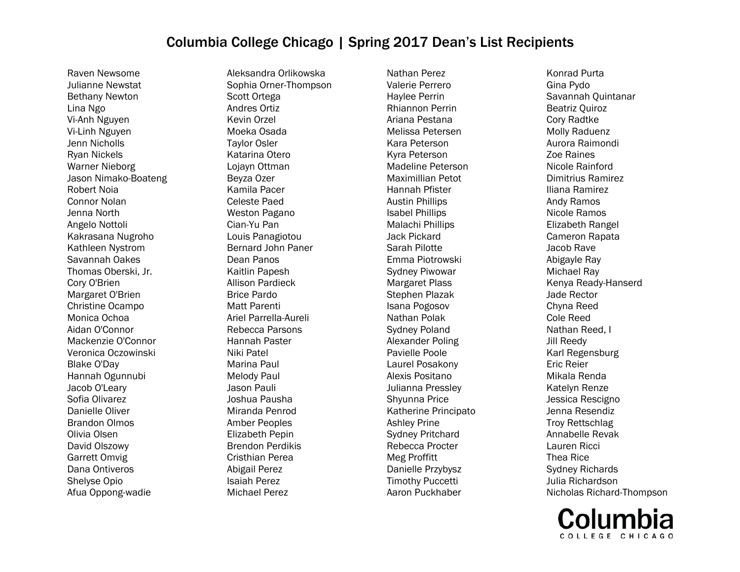# Columbia College Chicago | Spring 2017 Dean's List Recipients

Raven Newsome
Julianne Newstat
Bethany Newton
Lina Ngo
Vi-Anh Nguyen
Vi-Linh Nguyen
Jenn Nicholls
Ryan Nickels
Warner Nieborg
Jason Nimako-Boateng
Robert Noia
Connor Nolan
Jenna North
Angelo Nottoli
Kakrasana Nugroho
Kathleen Nystrom
Savannah Oakes
Thomas Oberski, Jr.
Cory O'Brien
Margaret O'Brien
Christine Ocampo
Monica Ochoa
Aidan O'Connor
Mackenzie O'Connor
Veronica Oczowinski
Blake O'Day
Hannah Ogunnubi
Jacob O'Leary
Sofia Olivarez
Danielle Oliver
Brandon Olmos
Olivia Olsen
David Olszowy
Garrett Omvig
Dana Ontiveros
Shelyse Opio
Afua Oppong-wadie
Aleksandra Orlikowska
Sophia Orner-Thompson
Scott Ortega
Andres Ortiz
Kevin Orzel
Moeka Osada
Taylor Osler
Katarina Otero
Lojayn Ottman
Beyza Ozer
Kamila Pacer
Celeste Paed
Weston Pagano
Cian-Yu Pan
Louis Panagiotou
Bernard John Paner
Dean Panos
Kaitlin Papesh
Allison Pardieck
Brice Pardo
Matt Parenti
Ariel Parrella-Aureli
Rebecca Parsons
Hannah Paster
Niki Patel
Marina Paul
Melody Paul
Jason Pauli
Joshua Pausha
Miranda Penrod
Amber Peoples
Elizabeth Pepin
Brendon Perdikis
Cristhian Perea
Abigail Perez
Isaiah Perez
Michael Perez
Nathan Perez
Valerie Perrero
Haylee Perrin
Rhiannon Perrin
Ariana Pestana
Melissa Petersen
Kara Peterson
Kyra Peterson
Madeline Peterson
Maximillian Petot
Hannah Pfister
Austin Phillips
Isabel Phillips
Malachi Phillips
Jack Pickard
Sarah Pilotte
Emma Piotrowski
Sydney Piwowar
Margaret Plass
Stephen Plazak
Isana Pogosov
Nathan Polak
Sydney Poland
Alexander Poling
Pavielle Poole
Laurel Posakony
Alexis Positano
Julianna Pressley
Shyunna Price
Katherine Principato
Ashley Prine
Sydney Pritchard
Rebecca Procter
Meg Proffitt
Danielle Przybysz
Timothy Puccetti
Aaron Puckhaber
Konrad Purta
Gina Pydo
Savannah Quintanar
Beatriz Quiroz
Cory Radtke
Molly Raduenz
Aurora Raimondi
Zoe Raines
Nicole Rainford
Dimitrius Ramirez
Iliana Ramirez
Andy Ramos
Nicole Ramos
Elizabeth Rangel
Cameron Rapata
Jacob Rave
Abigayle Ray
Michael Ray
Kenya Ready-Hanserd
Jade Rector
Chyna Reed
Cole Reed
Nathan Reed, I
Jill Reedy
Karl Regensburg
Eric Reier
Mikala Renda
Katelyn Renze
Jessica Rescigno
Jenna Resendiz
Troy Rettschlag
Annabelle Revak
Lauren Ricci
Thea Rice
Sydney Richards
Julia Richardson
Nicholas Richard-Thompson

Columbia
COLLEGE CHICAGO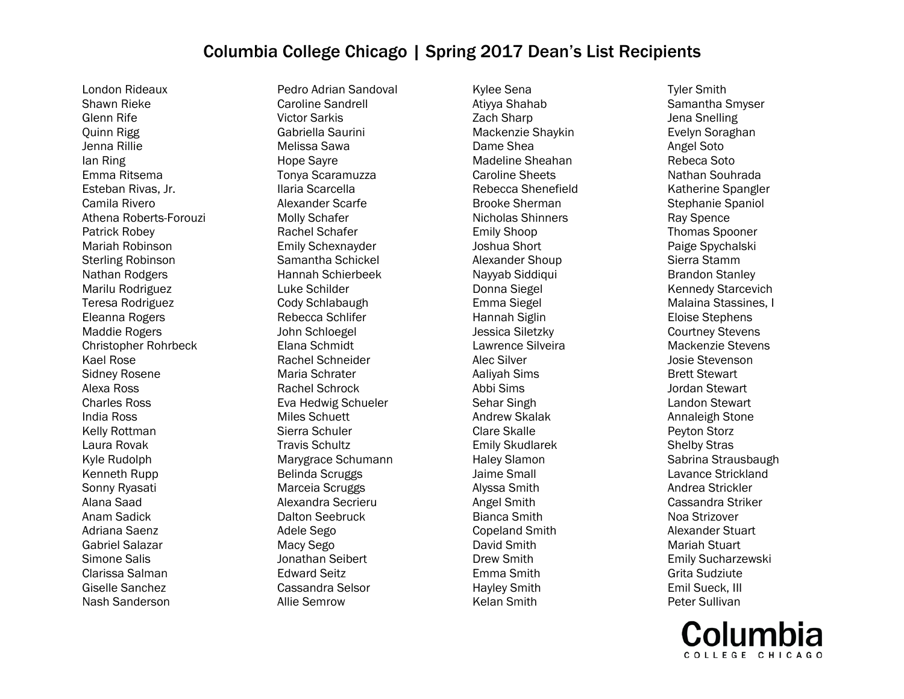# Columbia College Chicago | Spring 2017 Dean's List Recipients

London Rideaux
Shawn Rieke
Glenn Rife
Quinn Rigg
Jenna Rillie
Ian Ring
Emma Ritsema
Esteban Rivas, Jr.
Camila Rivero
Athena Roberts-Forouzi
Patrick Robey
Mariah Robinson
Sterling Robinson
Nathan Rodgers
Marilu Rodriguez
Teresa Rodriguez
Eleanna Rogers
Maddie Rogers
Christopher Rohrbeck
Kael Rose
Sidney Rosene
Alexa Ross
Charles Ross
India Ross
Kelly Rottman
Laura Rovak
Kyle Rudolph
Kenneth Rupp
Sonny Ryasati
Alana Saad
Anam Sadick
Adriana Saenz
Gabriel Salazar
Simone Salis
Clarissa Salman
Giselle Sanchez
Nash Sanderson
Pedro Adrian Sandoval
Caroline Sandrell
Victor Sarkis
Gabriella Saurini
Melissa Sawa
Hope Sayre
Tonya Scaramuzza
Ilaria Scarcella
Alexander Scarfe
Molly Schafer
Rachel Schafer
Emily Schexnayder
Samantha Schickel
Hannah Schierbeek
Luke Schilder
Cody Schlabaugh
Rebecca Schlifer
John Schloegel
Elana Schmidt
Rachel Schneider
Maria Schrater
Rachel Schrock
Eva Hedwig Schueler
Miles Schuett
Sierra Schuler
Travis Schultz
Marygrace Schumann
Belinda Scruggs
Marceia Scruggs
Alexandra Secrieru
Dalton Seebruck
Adele Sego
Macy Sego
Jonathan Seibert
Edward Seitz
Cassandra Selsor
Allie Semrow
Kylee Sena
Atiyya Shahab
Zach Sharp
Mackenzie Shaykin
Dame Shea
Madeline Sheahan
Caroline Sheets
Rebecca Shenefield
Brooke Sherman
Nicholas Shinners
Emily Shoop
Joshua Short
Alexander Shoup
Nayyab Siddiqui
Donna Siegel
Emma Siegel
Hannah Siglin
Jessica Siletzky
Lawrence Silveira
Alec Silver
Aaliyah Sims
Abbi Sims
Sehar Singh
Andrew Skalak
Clare Skalle
Emily Skudlarek
Haley Slamon
Jaime Small
Alyssa Smith
Angel Smith
Bianca Smith
Copeland Smith
David Smith
Drew Smith
Emma Smith
Hayley Smith
Kelan Smith
Tyler Smith
Samantha Smyser
Jena Snelling
Evelyn Soraghan
Angel Soto
Rebeca Soto
Nathan Souhrada
Katherine Spangler
Stephanie Spaniol
Ray Spence
Thomas Spooner
Paige Spychalski
Sierra Stamm
Brandon Stanley
Kennedy Starcevich
Malaina Stassines, I
Eloise Stephens
Courtney Stevens
Mackenzie Stevens
Josie Stevenson
Brett Stewart
Jordan Stewart
Landon Stewart
Annaleigh Stone
Peyton Storz
Shelby Stras
Sabrina Strausbaugh
Lavance Strickland
Andrea Strickler
Cassandra Striker
Noa Strizover
Alexander Stuart
Mariah Stuart
Emily Sucharzewski
Grita Sudziute
Emil Sueck, III
Peter Sullivan

Columbia
COLLEGE CHICAGO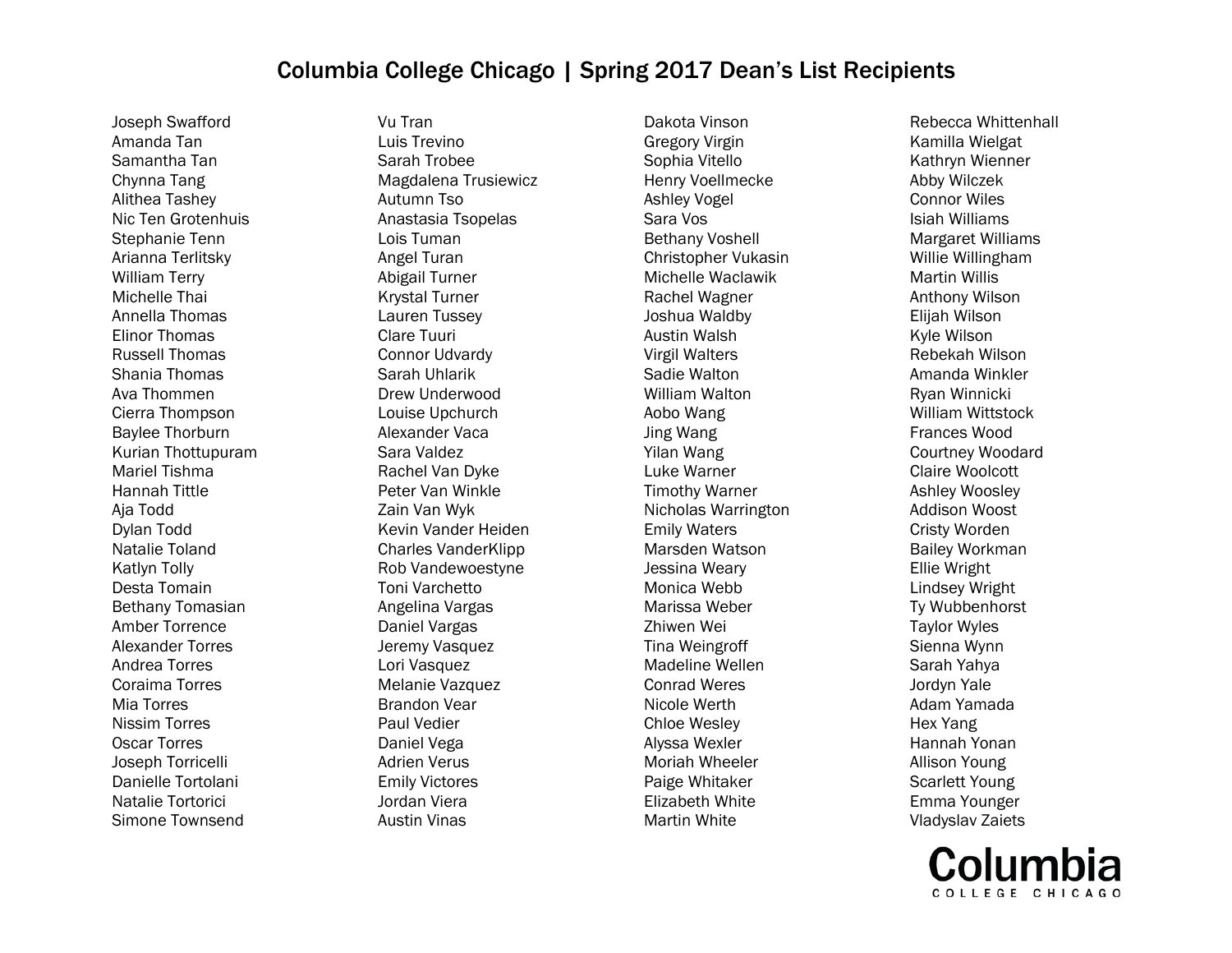# Columbia College Chicago | Spring 2017 Dean's List Recipients

Joseph Swafford
Amanda Tan
Samantha Tan
Chynna Tang
Alithea Tashey
Nic Ten Grotenhuis
Stephanie Tenn
Arianna Terlitsky
William Terry
Michelle Thai
Annella Thomas
Elinor Thomas
Russell Thomas
Shania Thomas
Ava Thommen
Cierra Thompson
Baylee Thorburn
Kurian Thottupuram
Mariel Tishma
Hannah Tittle
Aja Todd
Dylan Todd
Natalie Toland
Katlyn Tolly
Desta Tomain
Bethany Tomasian
Amber Torrence
Alexander Torres
Andrea Torres
Coraima Torres
Mia Torres
Nissim Torres
Oscar Torres
Joseph Torricelli
Danielle Tortolani
Natalie Tortorici
Simone Townsend
Vu Tran
Luis Trevino
Sarah Trobee
Magdalena Trusiewicz
Autumn Tso
Anastasia Tsopelas
Lois Tuman
Angel Turan
Abigail Turner
Krystal Turner
Lauren Tussey
Clare Tuuri
Connor Udvardy
Sarah Uhlarik
Drew Underwood
Louise Upchurch
Alexander Vaca
Sara Valdez
Rachel Van Dyke
Peter Van Winkle
Zain Van Wyk
Kevin Vander Heiden
Charles VanderKlipp
Rob Vandewoestyne
Toni Varchetto
Angelina Vargas
Daniel Vargas
Jeremy Vasquez
Lori Vasquez
Melanie Vazquez
Brandon Vear
Paul Vedier
Daniel Vega
Adrien Verus
Emily Victores
Jordan Viera
Austin Vinas
Dakota Vinson
Gregory Virgin
Sophia Vitello
Henry Voellmecke
Ashley Vogel
Sara Vos
Bethany Voshell
Christopher Vukasin
Michelle Waclawik
Rachel Wagner
Joshua Waldby
Austin Walsh
Virgil Walters
Sadie Walton
William Walton
Aobo Wang
Jing Wang
Yilan Wang
Luke Warner
Timothy Warner
Nicholas Warrington
Emily Waters
Marsden Watson
Jessina Weary
Monica Webb
Marissa Weber
Zhiwen Wei
Tina Weingroff
Madeline Wellen
Conrad Weres
Nicole Werth
Chloe Wesley
Alyssa Wexler
Moriah Wheeler
Paige Whitaker
Elizabeth White
Martin White
Rebecca Whittenhall
Kamilla Wielgat
Kathryn Wienner
Abby Wilczek
Connor Wiles
Isiah Williams
Margaret Williams
Willie Willingham
Martin Willis
Anthony Wilson
Elijah Wilson
Kyle Wilson
Rebekah Wilson
Amanda Winkler
Ryan Winnicki
William Wittstock
Frances Wood
Courtney Woodard
Claire Woolcott
Ashley Woosley
Addison Woost
Cristy Worden
Bailey Workman
Ellie Wright
Lindsey Wright
Ty Wubbenhorst
Taylor Wyles
Sienna Wynn
Sarah Yahya
Jordyn Yale
Adam Yamada
Hex Yang
Hannah Yonan
Allison Young
Scarlett Young
Emma Younger
Vladyslav Zaiets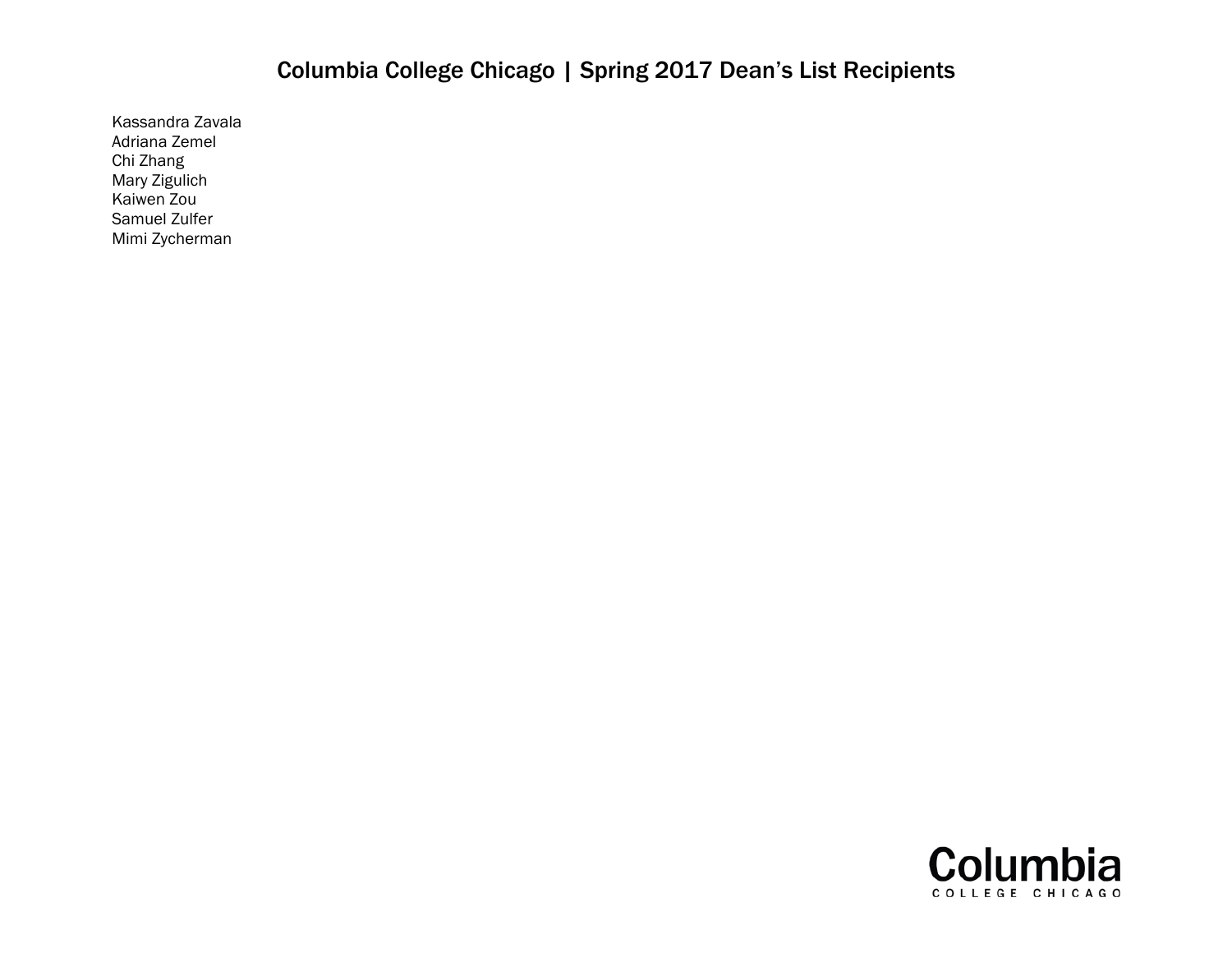Kassandra Zavala
Adriana Zemel
Chi Zhang
Mary Zigulich
Kaiwen Zou
Samuel Zulfer
Mimi Zycherman